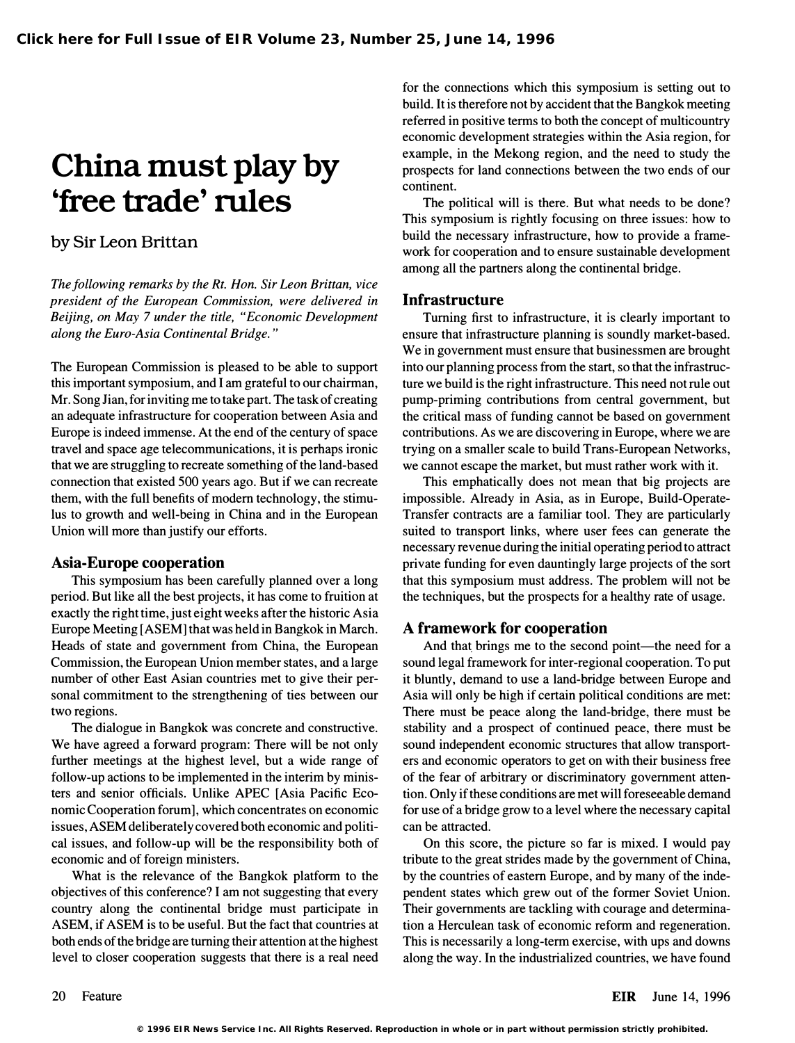# China must play by 'free trade' rules

by Sir Leon Brittan

*The following remarks by the Rt. Hon. Sir Leon Brittan, vice president of the European Commission, were delivered in Beijing, on May 7 under the title, "Economic Development along the Euro-Asia Continental Bridge."*

The European Commission is pleased to be able to support this important symposium, and I am grateful to our chairman, Mr. Song Jian, for inviting me to take part. The task of creating an adequate infrastructure for cooperation between Asia and Europe is indeed immense. At the end of the century of space travel and space age telecommunications, it is perhaps ironic that we are struggling to recreate something of the land-based connection that existed 500 years ago. But if we can recreate them, with the full benefits of modern technology, the stimulus to growth and well-being in China and in the European Union will more than justify our efforts.

## Asia-Europe cooperation

This symposium has been carefully planned over a long period. But like all the best projects, it has come to fruition at exactly the right time, just eight weeks after the historic Asia Europe Meeting [ASEM] that was held in Bangkok in March. Heads of state and government from China, the European Commission, the European Union member states, and a large number of other East Asian countries met to give their personal commitment to the strengthening of ties between our two regions.

The dialogue in Bangkok was concrete and constructive. We have agreed a forward program: There will be not only further meetings at the highest level, but a wide range of follow-up actions to be implemented in the interim by ministers and senior officials. Unlike APEC [Asia Pacific Economic Cooperation forum], which concentrates on economic issues, ASEM deliberately covered both economic and political issues, and follow-up will be the responsibility both of economic and of foreign ministers.

What is the relevance of the Bangkok platform to the objectives of this conference? I am not suggesting that every country along the continental bridge must participate in ASEM, if ASEM is to be useful. But the fact that countries at both ends of the bridge are turning their attention at the highest level to closer cooperation suggests that there is a real need for the connections which this symposium is setting out to build. It is therefore not by accident that the Bangkok meeting referred in positive terms to both the concept of multicountry economic development strategies within the Asia region, for example, in the Mekong region, and the need to study the prospects for land connections between the two ends of our continent.

The political will is there. But what needs to be done? This symposium is rightly focusing on three issues: how to build the necessary infrastructure, how to provide a framework for cooperation and to ensure sustainable development among all the partners along the continental bridge.

## Infrastructure

Turning first to infrastructure, it is clearly important to ensure that infrastructure planning is soundly market-based. We in government must ensure that businessmen are brought into our planning process from the start, so that the infrastructure we build is the right infrastructure. This need not rule out pump-priming contributions from central government, but the critical mass of funding cannot be based on government contributions. As we are discovering in Europe, where we are trying on a smaller scale to build Trans-European Networks, we cannot escape the market, but must rather work with it.

This emphatically does not mean that big projects are impossible. Already in Asia, as in Europe, Build-Operate-Transfer contracts are a familiar tool. They are particularly suited to transport links, where user fees can generate the necessary revenue during the initial operating period to attract private funding for even dauntingly large projects of the sort that this symposium must address. The problem will not be the techniques, but the prospects for a healthy rate of usage.

## A framework for cooperation

And that brings me to the second point—the need for a sound legal framework for inter-regional cooperation. To put it bluntly, demand to use a land-bridge between Europe and Asia will only be high if certain political conditions are met: There must be peace along the land-bridge, there must be stability and a prospect of continued peace, there must be sound independent economic structures that allow transporters and economic operators to get on with their business free of the fear of arbitrary or discriminatory government attention. Only if these conditions are met will foreseeable demand for use of a bridge grow to a level where the necessary capital can be attracted.

On this score, the picture so far is mixed. I would pay tribute to the great strides made by the government of China, by the countries of eastern Europe, and by many of the independent states which grew out of the former Soviet Union. Their governments are tackling with courage and determination a Herculean task of economic reform and regeneration. This is necessarily a long-term exercise, with ups and downs along the way. In the industrialized countries, we have found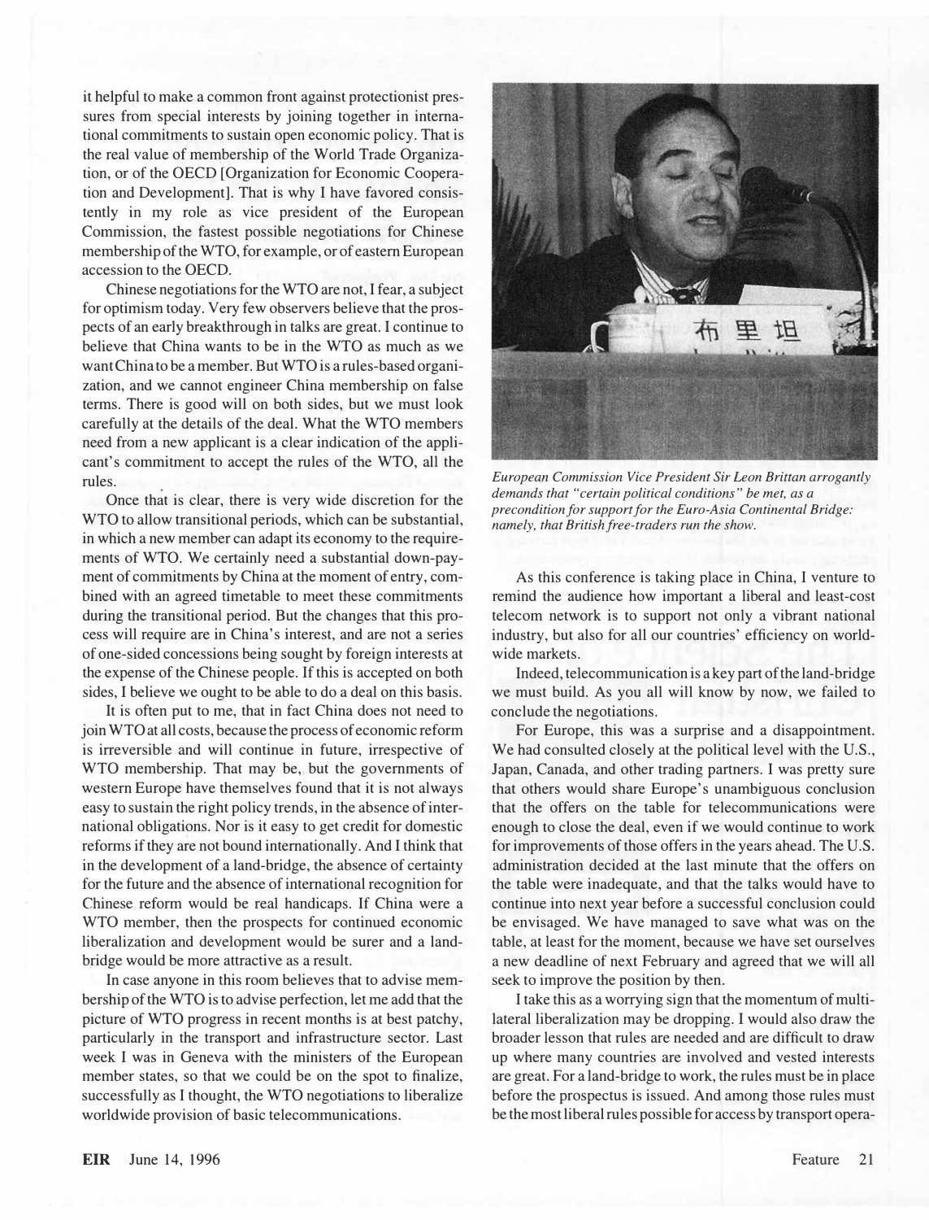it helpful to make a common front against protectionist pressures from special interests by joining together in international commitments to sustain open economic policy. That is the real value of membership of the World Trade Organization, or of the OECD [Organization for Economic Cooperation and Development]. That is why I have favored consistently in my role as vice president of the European Commission, the fastest possible negotiations for Chinese membership of the WTO, for example, or of eastern European accession to the OECD.

Chinese negotiations for the WTO are not, I fear, a subject for optimism today. Very few observers believe that the prospects of an early breakthrough in talks are great. I continue to believe that China wants to be in the WTO as much as we want China to be a member. But WTO is a rules-based organization, and we cannot engineer China membership on false terms. There is good will on both sides, but we must look carefully at the details of the deal. What the WTO members need from a new applicant is a clear indication of the applicant's commitment to accept the rules of the WTO, all the rules.

Once that is clear, there is very wide discretion for the WTO to allow transitional periods, which can be substantial, in which a new member can adapt its economy to the requirements of WTO. We certainly need a substantial down-payment of commitments by China at the moment of entry, combined with an agreed timetable to meet these commitments during the transitional period. But the changes that this process will require are in China's interest, and are not a series of one-sided concessions being sought by foreign interests at the expense of the Chinese people. If this is accepted on both sides, I believe we ought to be able to do a deal on this basis.

It is often put to me, that in fact China does not need to join WTO at all costs, because the process of economic reform is irreversible and will continue in future, irrespective of WTO membership. That may be, but the governments of western Europe have themselves found that it is not always easy to sustain the right policy trends, in the absence of international obligations. Nor is it easy to get credit for domestic reforms if they are not bound internationally. And I think that in the development of a land-bridge, the absence of certainty for the future and the absence of international recognition for Chinese reform would be real handicaps. If China were a WTO member, then the prospects for continued economic liberalization and development would be surer and a land-bridge would be more attractive as a result.

In case anyone in this room believes that to advise membership of the WTO is to advise perfection, let me add that the picture of WTO progress in recent months is at best patchy, particularly in the transport and infrastructure sector. Last week I was in Geneva with the ministers of the European member states, so that we could be on the spot to finalize, successfully as I thought, the WTO negotiations to liberalize worldwide provision of basic telecommunications.

*European Commission Vice President Sir Leon Brittan arrogantly demands that "certain political conditions" be met, as a precondition for support for the Euro-Asia Continental Bridge: namely, that British free-traders run the show.*

As this conference is taking place in China, I venture to remind the audience how important a liberal and least-cost telecom network is to support not only a vibrant national industry, but also for all our countries' efficiency on worldwide markets.

Indeed, telecommunication is a key part of the land-bridge we must build. As you all will know by now, we failed to conclude the negotiations.

For Europe, this was a surprise and a disappointment. We had consulted closely at the political level with the U.S., Japan, Canada, and other trading partners. I was pretty sure that others would share Europe's unambiguous conclusion that the offers on the table for telecommunications were enough to close the deal, even if we would continue to work for improvements of those offers in the years ahead. The U.S. administration decided at the last minute that the offers on the table were inadequate, and that the talks would have to continue into next year before a successful conclusion could be envisaged. We have managed to save what was on the table, at least for the moment, because we have set ourselves a new deadline of next February and agreed that we will all seek to improve the position by then.

I take this as a worrying sign that the momentum of multilateral liberalization may be dropping. I would also draw the broader lesson that rules are needed and are difficult to draw up where many countries are involved and vested interests are great. For a land-bridge to work, the rules must be in place before the prospectus is issued. And among those rules must be the most liberal rules possible for access by transport opera-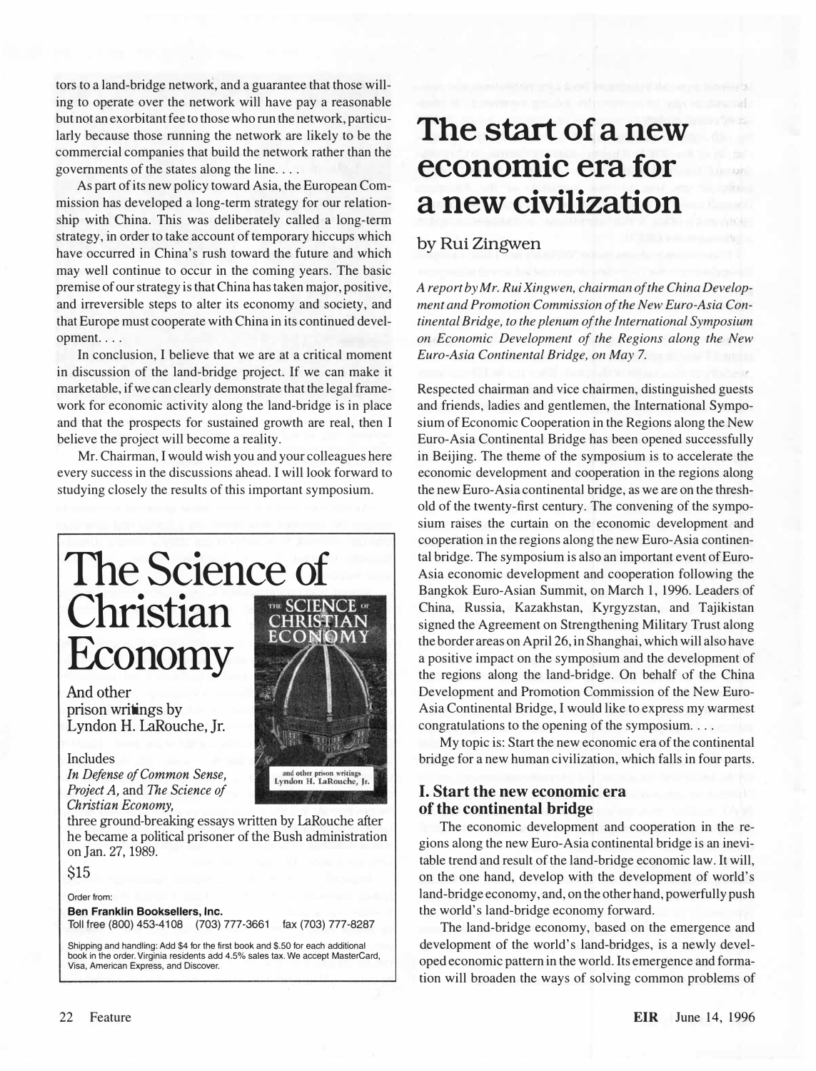tors to a land-bridge network, and a guarantee that those willing to operate over the network will have pay a reasonable but not an exorbitant fee to those who run the network, particularly because those running the network are likely to be the commercial companies that build the network rather than the governments of the states along the line. . . .

As part of its new policy toward Asia, the European Commission has developed a long-term strategy for our relationship with China. This was deliberately called a long-term strategy, in order to take account of temporary hiccups which have occurred in China's rush toward the future and which may well continue to occur in the coming years. The basic premise of our strategy is that China has taken major, positive, and irreversible steps to alter its economy and society, and that Europe must cooperate with China in its continued development. . . .

In conclusion, I believe that we are at a critical moment in discussion of the land-bridge project. If we can make it marketable, if we can clearly demonstrate that the legal framework for economic activity along the land-bridge is in place and that the prospects for sustained growth are real, then I believe the project will become a reality.

Mr. Chairman, I would wish you and your colleagues here every success in the discussions ahead. I will look forward to studying closely the results of this important symposium.

---

**The Science of Christian Economy**

And other prison writings by Lyndon H. LaRouche, Jr.

Includes *In Defense of Common Sense, Project A,* and *The Science of Christian Economy,* three ground-breaking essays written by LaRouche after he became a political prisoner of the Bush administration on Jan. 27, 1989.

$15

Order from:
**Ben Franklin Booksellers, Inc.**
Toll free (800) 453-4108 (703) 777-3661 fax (703) 777-8287

Shipping and handling: Add $4 for the first book and $.50 for each additional book in the order. Virginia residents add 4.5% sales tax. We accept MasterCard, Visa, American Express, and Discover.

---

# The start of a new economic era for a new civilization

by Rui Zingwen

*A report by Mr. Rui Xingwen, chairman of the China Development and Promotion Commission of the New Euro-Asia Continental Bridge, to the plenum of the International Symposium on Economic Development of the Regions along the New Euro-Asia Continental Bridge, on May 7.*

Respected chairman and vice chairmen, distinguished guests and friends, ladies and gentlemen, the International Symposium of Economic Cooperation in the Regions along the New Euro-Asia Continental Bridge has been opened successfully in Beijing. The theme of the symposium is to accelerate the economic development and cooperation in the regions along the new Euro-Asia continental bridge, as we are on the threshold of the twenty-first century. The convening of the symposium raises the curtain on the economic development and cooperation in the regions along the new Euro-Asia continental bridge. The symposium is also an important event of Euro-Asia economic development and cooperation following the Bangkok Euro-Asian Summit, on March 1, 1996. Leaders of China, Russia, Kazakhstan, Kyrgyzstan, and Tajikistan signed the Agreement on Strengthening Military Trust along the border areas on April 26, in Shanghai, which will also have a positive impact on the symposium and the development of the regions along the land-bridge. On behalf of the China Development and Promotion Commission of the New Euro-Asia Continental Bridge, I would like to express my warmest congratulations to the opening of the symposium. . . .

My topic is: Start the new economic era of the continental bridge for a new human civilization, which falls in four parts.

## I. Start the new economic era of the continental bridge

The economic development and cooperation in the regions along the new Euro-Asia continental bridge is an inevitable trend and result of the land-bridge economic law. It will, on the one hand, develop with the development of world's land-bridge economy, and, on the other hand, powerfully push the world's land-bridge economy forward.

The land-bridge economy, based on the emergence and development of the world's land-bridges, is a newly developed economic pattern in the world. Its emergence and formation will broaden the ways of solving common problems of